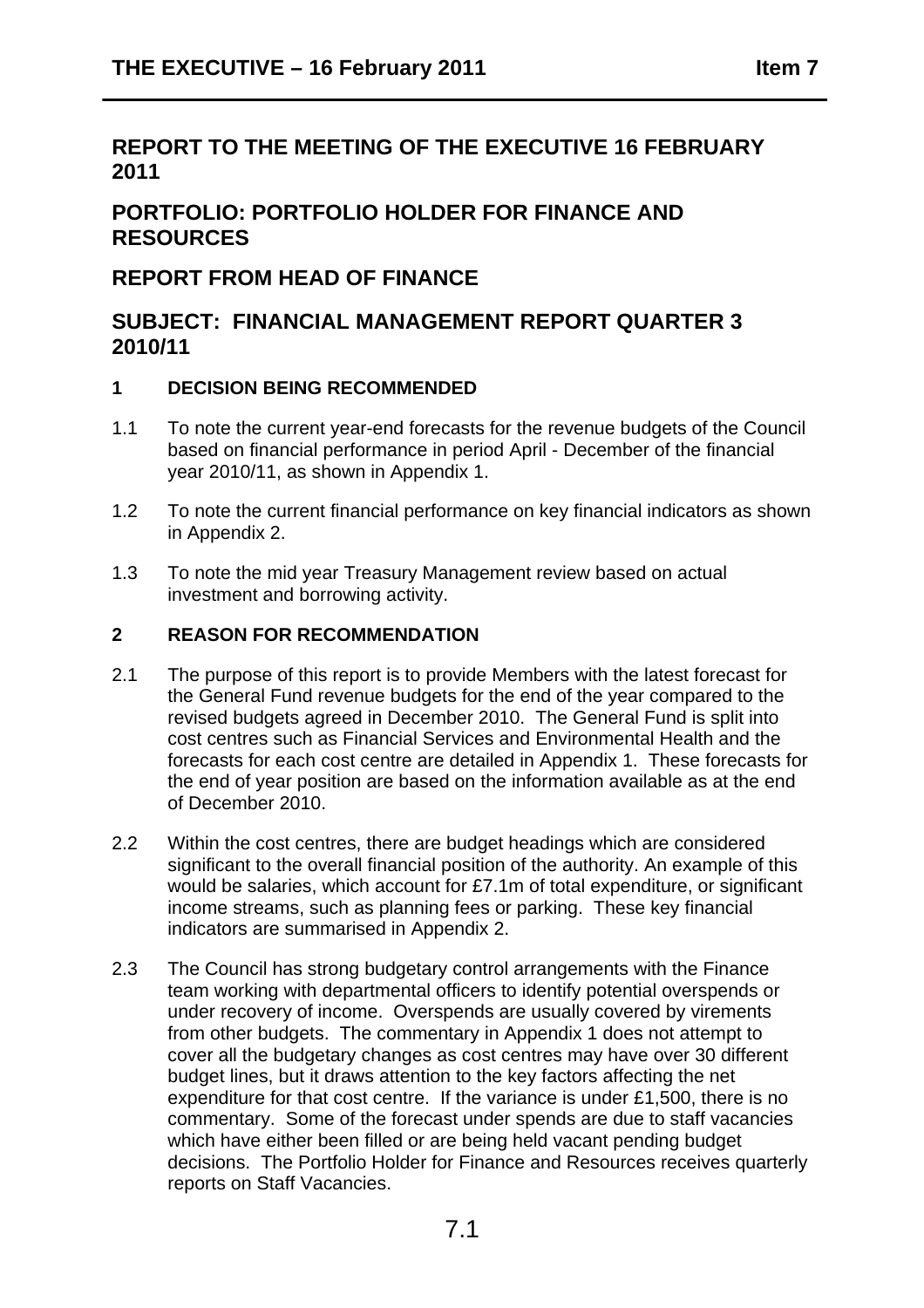# REPORT TO THE MEETING OF THE EXECUTIVE 16 FEBRUARY 2011

## PORTFOLIO: PORTFOLIO HOLDER FOR FINANCE AND RESOURCES

## REPORT FROM HEAD OF FINANCE

## SUBJECT: FINANCIAL MANAGEMENT REPORT QUARTER 3 2010/11

### 1 DECISION BEING RECOMMENDED

1.1 To note the current year-end forecasts for the revenue budgets of the Council based on financial performance in period April - December of the financial year 2010/11, as shown in Appendix 1.

1.2 To note the current financial performance on key financial indicators as shown in Appendix 2.

1.3 To note the mid year Treasury Management review based on actual investment and borrowing activity.

### 2 REASON FOR RECOMMENDATION

2.1 The purpose of this report is to provide Members with the latest forecast for the General Fund revenue budgets for the end of the year compared to the revised budgets agreed in December 2010. The General Fund is split into cost centres such as Financial Services and Environmental Health and the forecasts for each cost centre are detailed in Appendix 1. These forecasts for the end of year position are based on the information available as at the end of December 2010.

2.2 Within the cost centres, there are budget headings which are considered significant to the overall financial position of the authority. An example of this would be salaries, which account for £7.1m of total expenditure, or significant income streams, such as planning fees or parking. These key financial indicators are summarised in Appendix 2.

2.3 The Council has strong budgetary control arrangements with the Finance team working with departmental officers to identify potential overspends or under recovery of income. Overspends are usually covered by virements from other budgets. The commentary in Appendix 1 does not attempt to cover all the budgetary changes as cost centres may have over 30 different budget lines, but it draws attention to the key factors affecting the net expenditure for that cost centre. If the variance is under £1,500, there is no commentary. Some of the forecast under spends are due to staff vacancies which have either been filled or are being held vacant pending budget decisions. The Portfolio Holder for Finance and Resources receives quarterly reports on Staff Vacancies.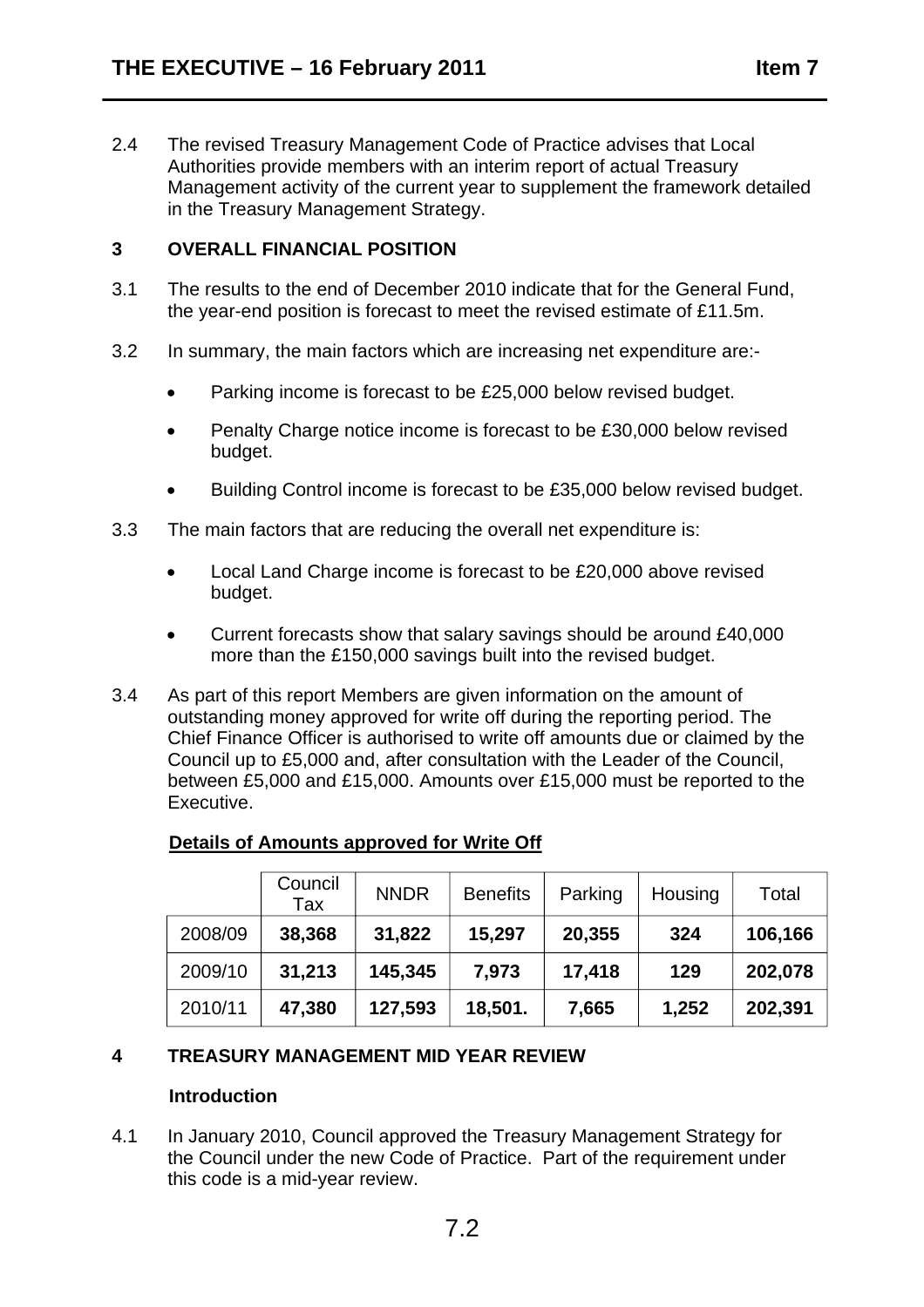2.4 The revised Treasury Management Code of Practice advises that Local Authorities provide members with an interim report of actual Treasury Management activity of the current year to supplement the framework detailed in the Treasury Management Strategy.

## 3 OVERALL FINANCIAL POSITION

3.1 The results to the end of December 2010 indicate that for the General Fund, the year-end position is forecast to meet the revised estimate of £11.5m.

3.2 In summary, the main factors which are increasing net expenditure are:-

- Parking income is forecast to be £25,000 below revised budget.
- Penalty Charge notice income is forecast to be £30,000 below revised budget.
- Building Control income is forecast to be £35,000 below revised budget.

3.3 The main factors that are reducing the overall net expenditure is:

- Local Land Charge income is forecast to be £20,000 above revised budget.
- Current forecasts show that salary savings should be around £40,000 more than the £150,000 savings built into the revised budget.

3.4 As part of this report Members are given information on the amount of outstanding money approved for write off during the reporting period. The Chief Finance Officer is authorised to write off amounts due or claimed by the Council up to £5,000 and, after consultation with the Leader of the Council, between £5,000 and £15,000. Amounts over £15,000 must be reported to the Executive.

**Details of Amounts approved for Write Off**

| | Council Tax | NNDR | Benefits | Parking | Housing | Total |
|---|---|---|---|---|---|---|
| 2008/09 | **38,368** | **31,822** | **15,297** | **20,355** | **324** | **106,166** |
| 2009/10 | **31,213** | **145,345** | **7,973** | **17,418** | **129** | **202,078** |
| 2010/11 | **47,380** | **127,593** | **18,501.** | **7,665** | **1,252** | **202,391** |

## 4 TREASURY MANAGEMENT MID YEAR REVIEW

### Introduction

4.1 In January 2010, Council approved the Treasury Management Strategy for the Council under the new Code of Practice. Part of the requirement under this code is a mid-year review.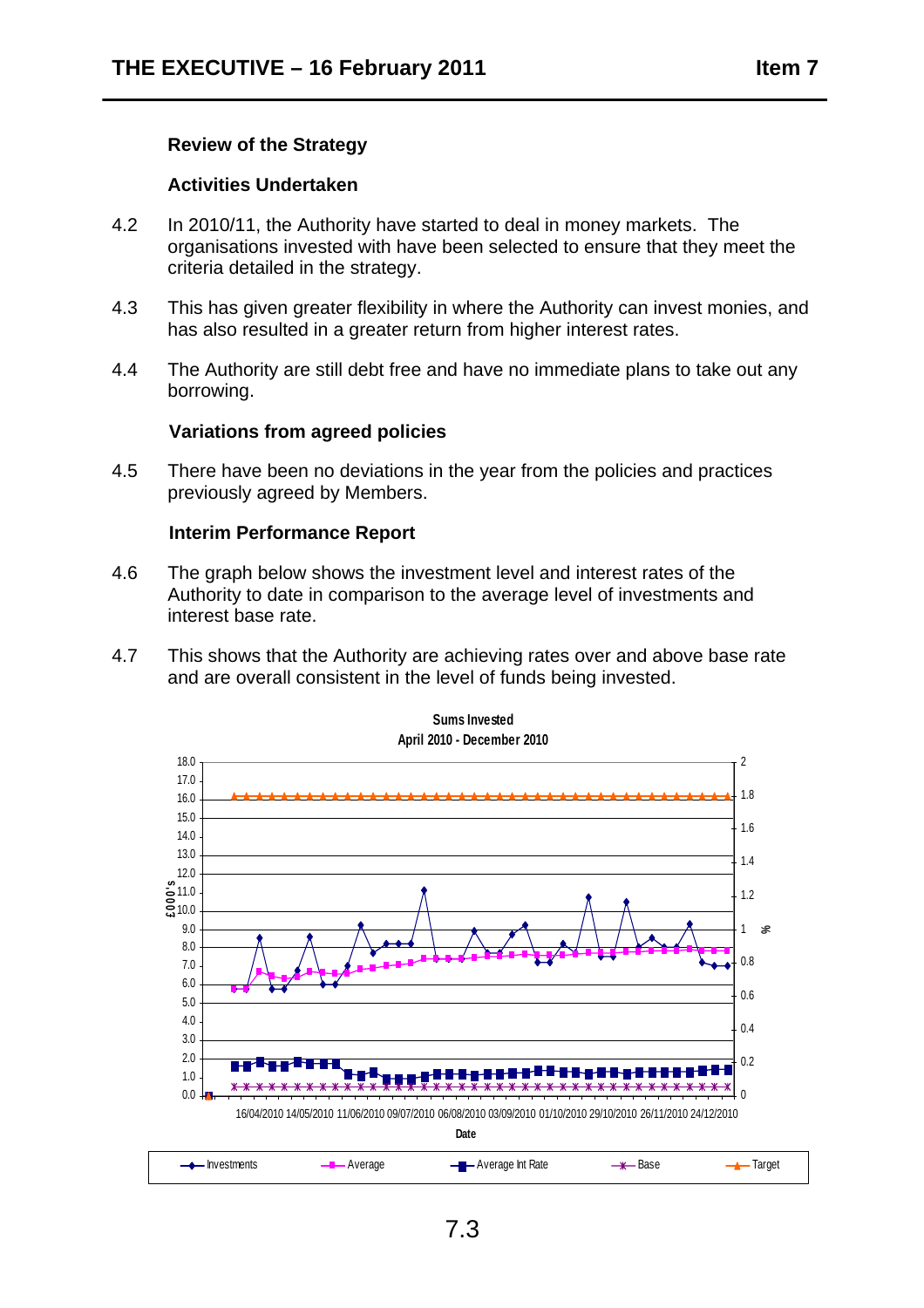### Review of the Strategy

### Activities Undertaken

4.2 In 2010/11, the Authority have started to deal in money markets. The organisations invested with have been selected to ensure that they meet the criteria detailed in the strategy.

4.3 This has given greater flexibility in where the Authority can invest monies, and has also resulted in a greater return from higher interest rates.

4.4 The Authority are still debt free and have no immediate plans to take out any borrowing.

### Variations from agreed policies

4.5 There have been no deviations in the year from the policies and practices previously agreed by Members.

### Interim Performance Report

4.6 The graph below shows the investment level and interest rates of the Authority to date in comparison to the average level of investments and interest base rate.

4.7 This shows that the Authority are achieving rates over and above base rate and are overall consistent in the level of funds being invested.

**Sums Invested**
**April 2010 - December 2010**

Legend: Investments, Average, Average Int Rate, Base, Target

Left axis: £000's; Right axis: %; X axis: Date (16/04/2010 – 24/12/2010)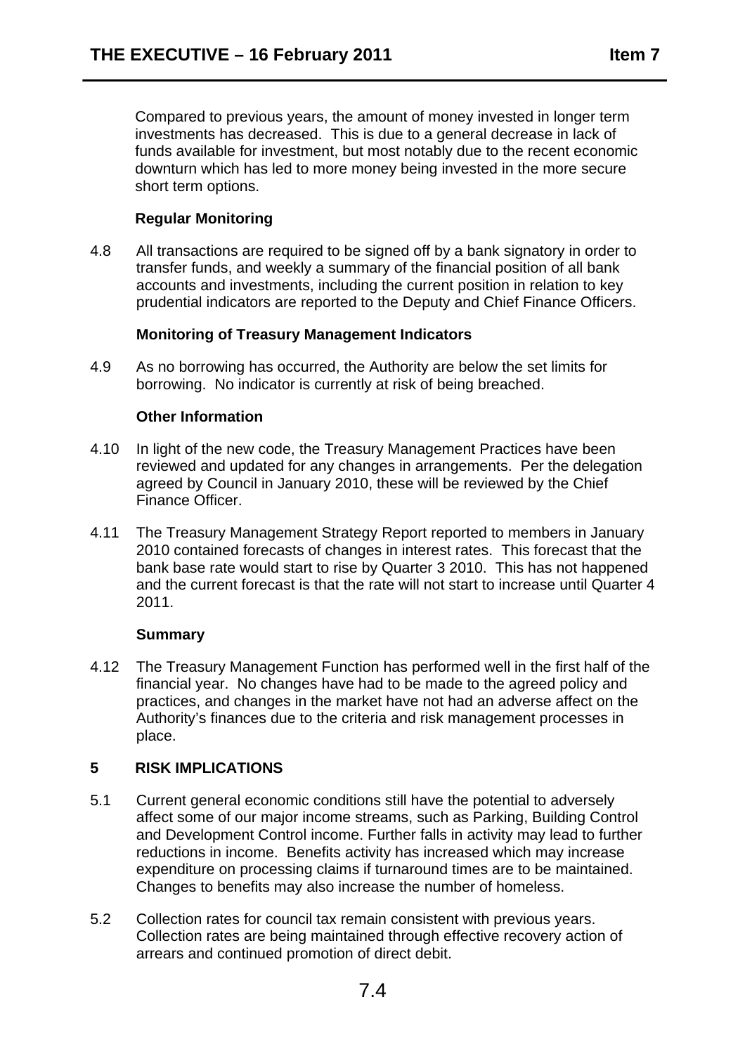Compared to previous years, the amount of money invested in longer term investments has decreased. This is due to a general decrease in lack of funds available for investment, but most notably due to the recent economic downturn which has led to more money being invested in the more secure short term options.

**Regular Monitoring**

4.8 All transactions are required to be signed off by a bank signatory in order to transfer funds, and weekly a summary of the financial position of all bank accounts and investments, including the current position in relation to key prudential indicators are reported to the Deputy and Chief Finance Officers.

**Monitoring of Treasury Management Indicators**

4.9 As no borrowing has occurred, the Authority are below the set limits for borrowing. No indicator is currently at risk of being breached.

**Other Information**

4.10 In light of the new code, the Treasury Management Practices have been reviewed and updated for any changes in arrangements. Per the delegation agreed by Council in January 2010, these will be reviewed by the Chief Finance Officer.

4.11 The Treasury Management Strategy Report reported to members in January 2010 contained forecasts of changes in interest rates. This forecast that the bank base rate would start to rise by Quarter 3 2010. This has not happened and the current forecast is that the rate will not start to increase until Quarter 4 2011.

**Summary**

4.12 The Treasury Management Function has performed well in the first half of the financial year. No changes have had to be made to the agreed policy and practices, and changes in the market have not had an adverse affect on the Authority's finances due to the criteria and risk management processes in place.

## 5 RISK IMPLICATIONS

5.1 Current general economic conditions still have the potential to adversely affect some of our major income streams, such as Parking, Building Control and Development Control income. Further falls in activity may lead to further reductions in income. Benefits activity has increased which may increase expenditure on processing claims if turnaround times are to be maintained. Changes to benefits may also increase the number of homeless.

5.2 Collection rates for council tax remain consistent with previous years. Collection rates are being maintained through effective recovery action of arrears and continued promotion of direct debit.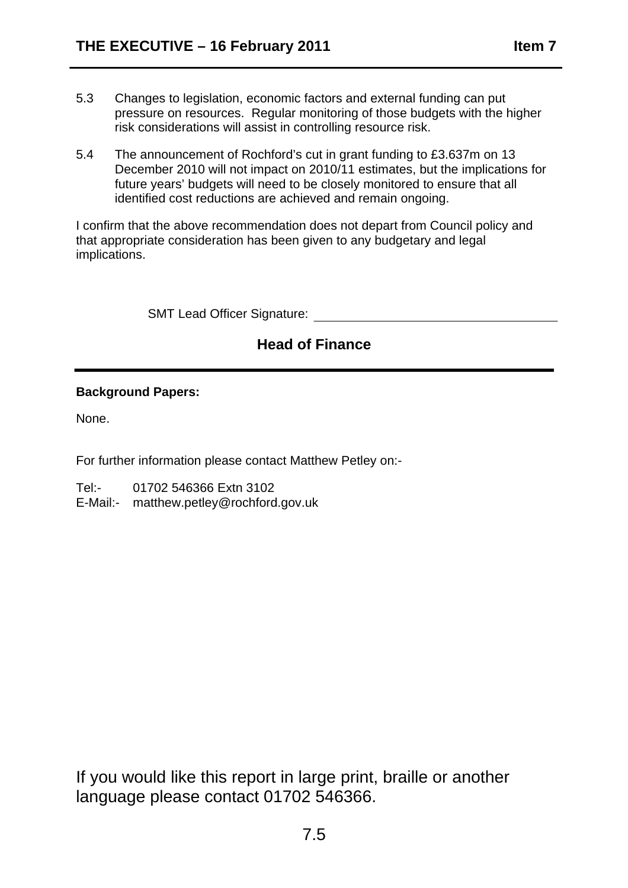5.3 Changes to legislation, economic factors and external funding can put pressure on resources. Regular monitoring of those budgets with the higher risk considerations will assist in controlling resource risk.

5.4 The announcement of Rochford's cut in grant funding to £3.637m on 13 December 2010 will not impact on 2010/11 estimates, but the implications for future years' budgets will need to be closely monitored to ensure that all identified cost reductions are achieved and remain ongoing.

I confirm that the above recommendation does not depart from Council policy and that appropriate consideration has been given to any budgetary and legal implications.

SMT Lead Officer Signature: ______________________________

**Head of Finance**

---

**Background Papers:**

None.

For further information please contact Matthew Petley on:-

Tel:- 01702 546366 Extn 3102
E-Mail:- matthew.petley@rochford.gov.uk

If you would like this report in large print, braille or another language please contact 01702 546366.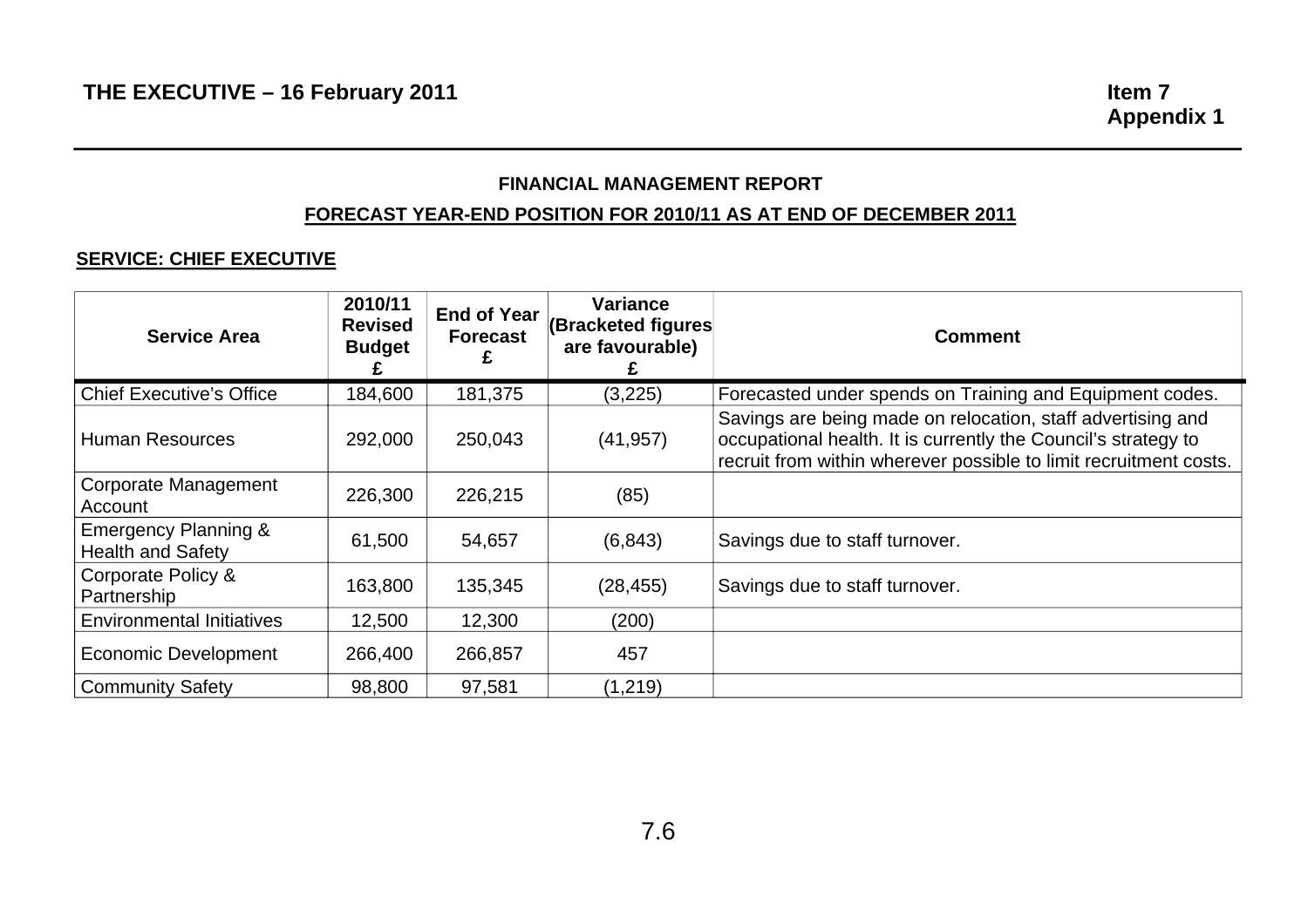THE EXECUTIVE – 16 February 2011

Item 7
Appendix 1

## FINANCIAL MANAGEMENT REPORT

## FORECAST YEAR-END POSITION FOR 2010/11 AS AT END OF DECEMBER 2011

### SERVICE: CHIEF EXECUTIVE

| Service Area | 2010/11 Revised Budget £ | End of Year Forecast £ | Variance (Bracketed figures are favourable) £ | Comment |
|---|---|---|---|---|
| Chief Executive's Office | 184,600 | 181,375 | (3,225) | Forecasted under spends on Training and Equipment codes. |
| Human Resources | 292,000 | 250,043 | (41,957) | Savings are being made on relocation, staff advertising and occupational health. It is currently the Council's strategy to recruit from within wherever possible to limit recruitment costs. |
| Corporate Management Account | 226,300 | 226,215 | (85) | |
| Emergency Planning & Health and Safety | 61,500 | 54,657 | (6,843) | Savings due to staff turnover. |
| Corporate Policy & Partnership | 163,800 | 135,345 | (28,455) | Savings due to staff turnover. |
| Environmental Initiatives | 12,500 | 12,300 | (200) | |
| Economic Development | 266,400 | 266,857 | 457 | |
| Community Safety | 98,800 | 97,581 | (1,219) | |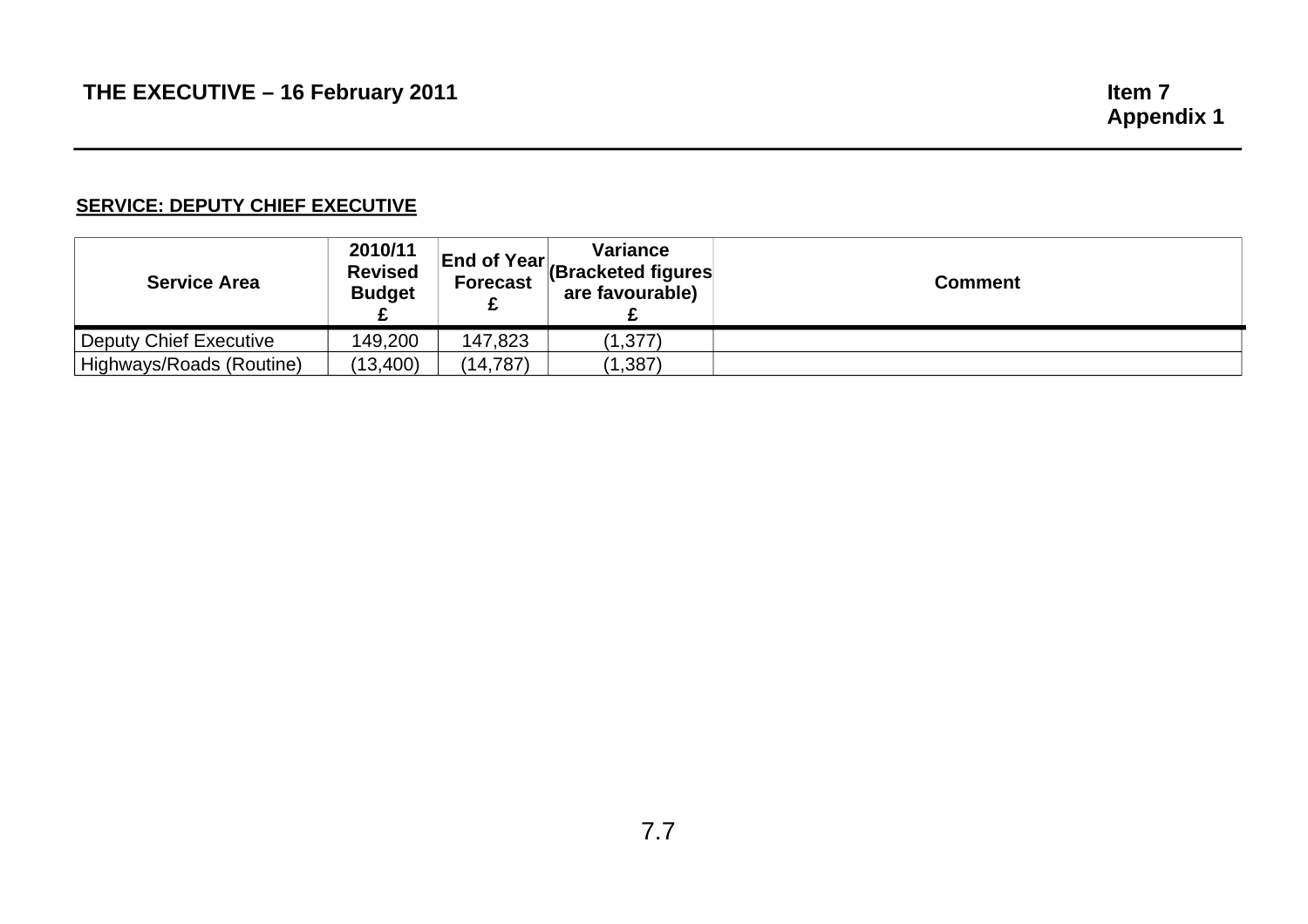**THE EXECUTIVE – 16 February 2011**

**Item 7**
**Appendix 1**

**SERVICE: DEPUTY CHIEF EXECUTIVE**

| Service Area | 2010/11 Revised Budget £ | End of Year Forecast £ | Variance (Bracketed figures are favourable) £ | Comment |
|---|---|---|---|---|
| Deputy Chief Executive | 149,200 | 147,823 | (1,377) | |
| Highways/Roads (Routine) | (13,400) | (14,787) | (1,387) | |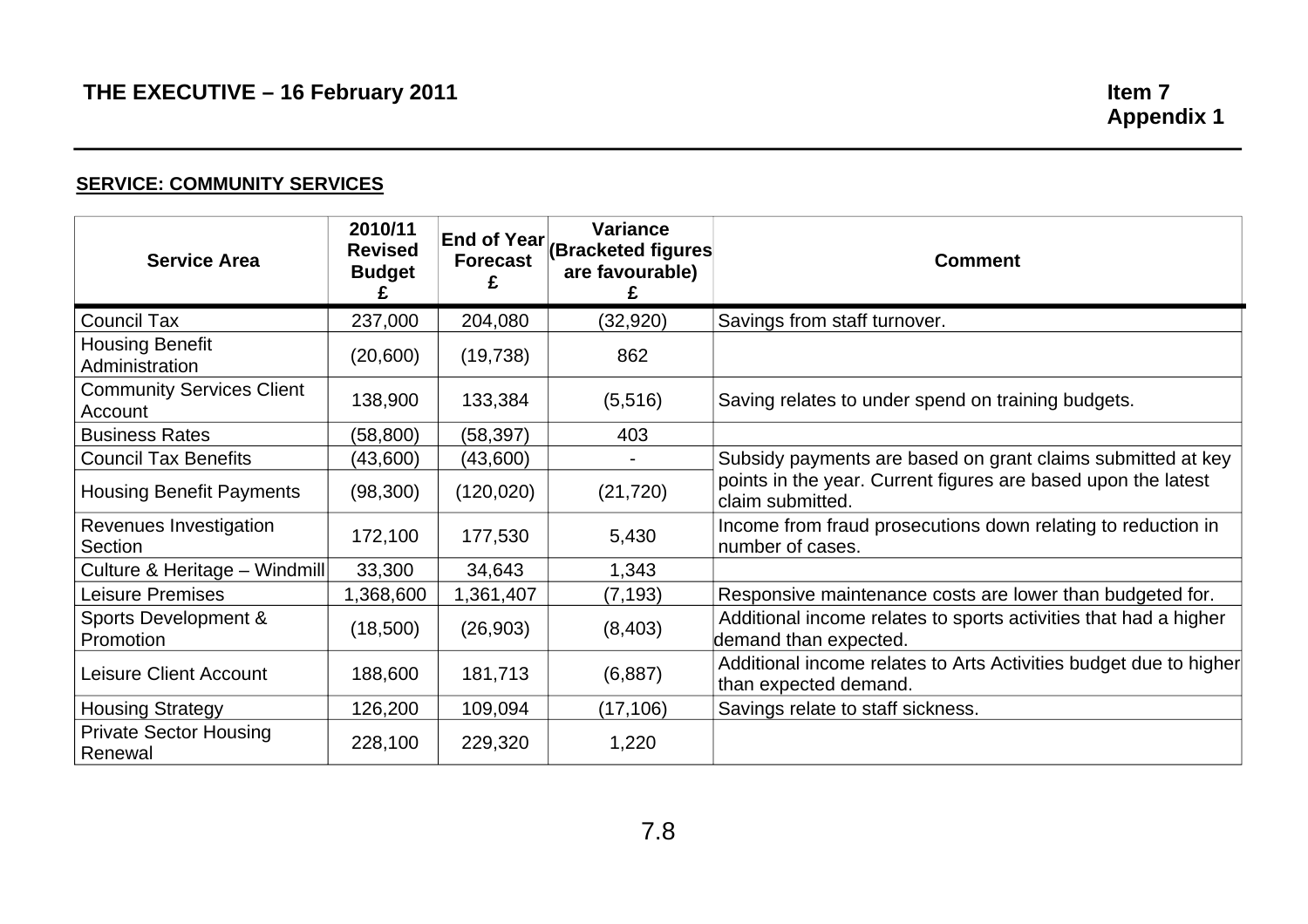**THE EXECUTIVE – 16 February 2011**

**Item 7**
**Appendix 1**

**SERVICE: COMMUNITY SERVICES**

| Service Area | 2010/11 Revised Budget £ | End of Year Forecast £ | Variance (Bracketed figures are favourable) £ | Comment |
|---|---|---|---|---|
| Council Tax | 237,000 | 204,080 | (32,920) | Savings from staff turnover. |
| Housing Benefit Administration | (20,600) | (19,738) | 862 | |
| Community Services Client Account | 138,900 | 133,384 | (5,516) | Saving relates to under spend on training budgets. |
| Business Rates | (58,800) | (58,397) | 403 | |
| Council Tax Benefits | (43,600) | (43,600) | - | Subsidy payments are based on grant claims submitted at key points in the year. Current figures are based upon the latest claim submitted. |
| Housing Benefit Payments | (98,300) | (120,020) | (21,720) | |
| Revenues Investigation Section | 172,100 | 177,530 | 5,430 | Income from fraud prosecutions down relating to reduction in number of cases. |
| Culture & Heritage – Windmill | 33,300 | 34,643 | 1,343 | |
| Leisure Premises | 1,368,600 | 1,361,407 | (7,193) | Responsive maintenance costs are lower than budgeted for. |
| Sports Development & Promotion | (18,500) | (26,903) | (8,403) | Additional income relates to sports activities that had a higher demand than expected. |
| Leisure Client Account | 188,600 | 181,713 | (6,887) | Additional income relates to Arts Activities budget due to higher than expected demand. |
| Housing Strategy | 126,200 | 109,094 | (17,106) | Savings relate to staff sickness. |
| Private Sector Housing Renewal | 228,100 | 229,320 | 1,220 | |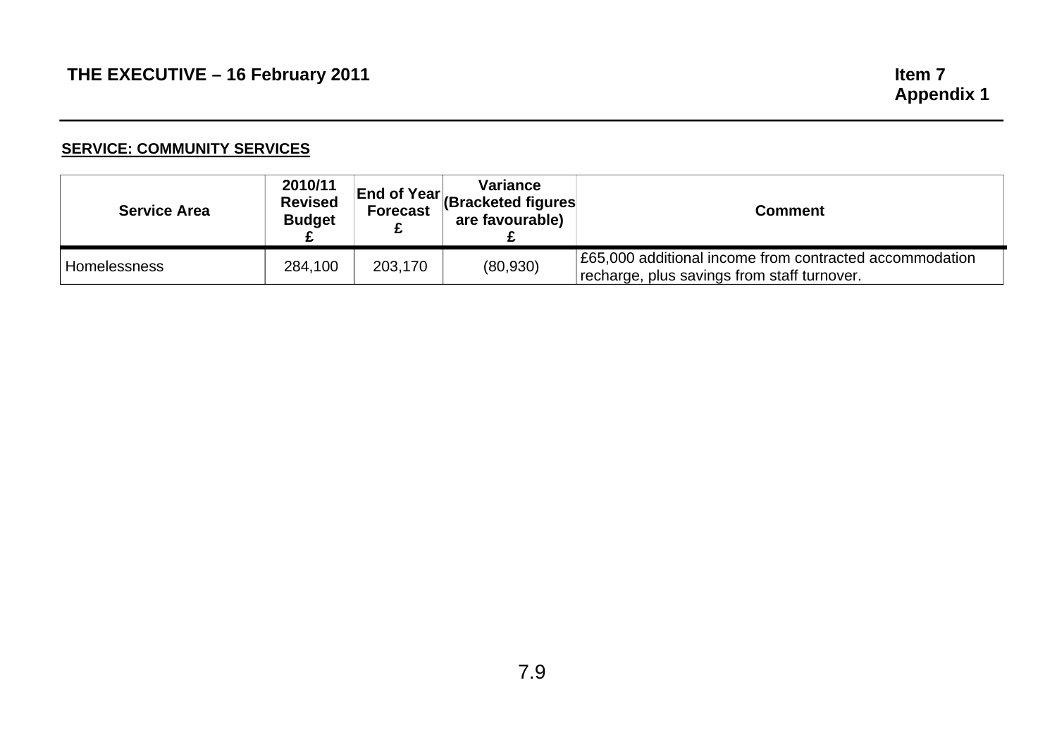**SERVICE: COMMUNITY SERVICES**

| Service Area | 2010/11 Revised Budget £ | End of Year Forecast £ | Variance (Bracketed figures are favourable) £ | Comment |
|---|---|---|---|---|
| Homelessness | 284,100 | 203,170 | (80,930) | £65,000 additional income from contracted accommodation recharge, plus savings from staff turnover. |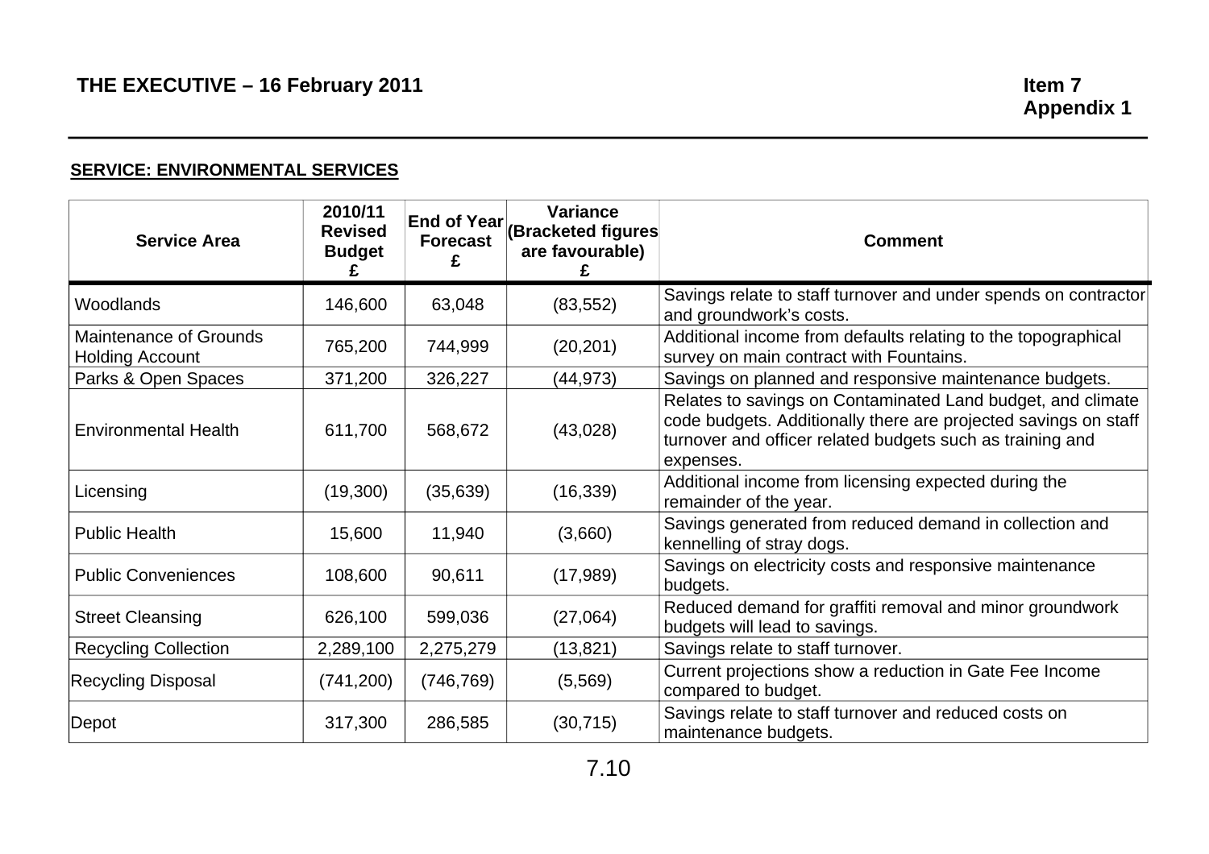**THE EXECUTIVE – 16 February 2011** **Item 7**
**Appendix 1**

**SERVICE: ENVIRONMENTAL SERVICES**

| Service Area | 2010/11 Revised Budget £ | End of Year Forecast £ | Variance (Bracketed figures are favourable) £ | Comment |
|---|---|---|---|---|
| Woodlands | 146,600 | 63,048 | (83,552) | Savings relate to staff turnover and under spends on contractor and groundwork's costs. |
| Maintenance of Grounds Holding Account | 765,200 | 744,999 | (20,201) | Additional income from defaults relating to the topographical survey on main contract with Fountains. |
| Parks & Open Spaces | 371,200 | 326,227 | (44,973) | Savings on planned and responsive maintenance budgets. |
| Environmental Health | 611,700 | 568,672 | (43,028) | Relates to savings on Contaminated Land budget, and climate code budgets. Additionally there are projected savings on staff turnover and officer related budgets such as training and expenses. |
| Licensing | (19,300) | (35,639) | (16,339) | Additional income from licensing expected during the remainder of the year. |
| Public Health | 15,600 | 11,940 | (3,660) | Savings generated from reduced demand in collection and kennelling of stray dogs. |
| Public Conveniences | 108,600 | 90,611 | (17,989) | Savings on electricity costs and responsive maintenance budgets. |
| Street Cleansing | 626,100 | 599,036 | (27,064) | Reduced demand for graffiti removal and minor groundwork budgets will lead to savings. |
| Recycling Collection | 2,289,100 | 2,275,279 | (13,821) | Savings relate to staff turnover. |
| Recycling Disposal | (741,200) | (746,769) | (5,569) | Current projections show a reduction in Gate Fee Income compared to budget. |
| Depot | 317,300 | 286,585 | (30,715) | Savings relate to staff turnover and reduced costs on maintenance budgets. |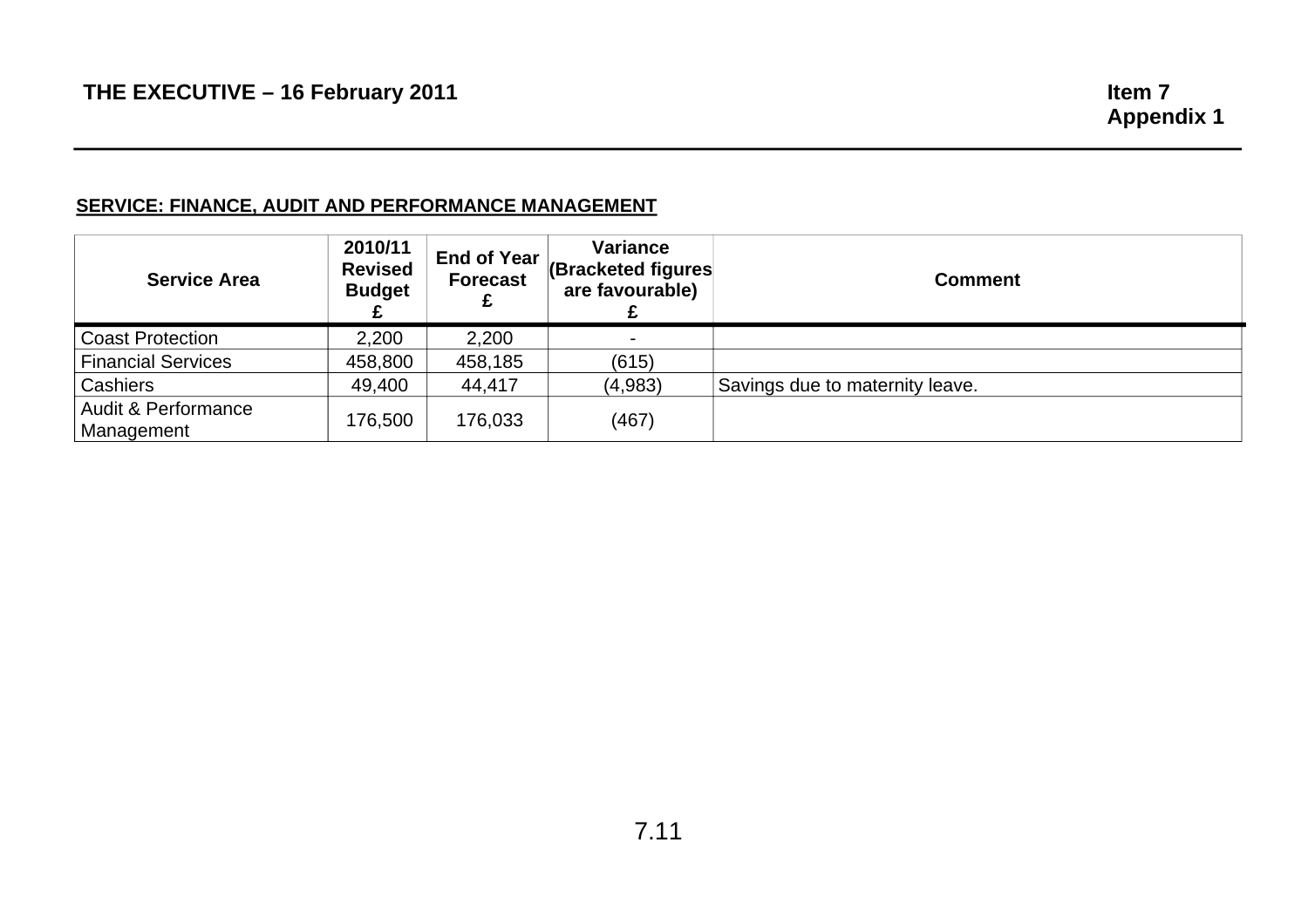THE EXECUTIVE – 16 February 2011

Item 7
Appendix 1

**SERVICE: FINANCE, AUDIT AND PERFORMANCE MANAGEMENT**

| Service Area | 2010/11 Revised Budget £ | End of Year Forecast £ | Variance (Bracketed figures are favourable) £ | Comment |
|---|---|---|---|---|
| Coast Protection | 2,200 | 2,200 | - | |
| Financial Services | 458,800 | 458,185 | (615) | |
| Cashiers | 49,400 | 44,417 | (4,983) | Savings due to maternity leave. |
| Audit & Performance Management | 176,500 | 176,033 | (467) | |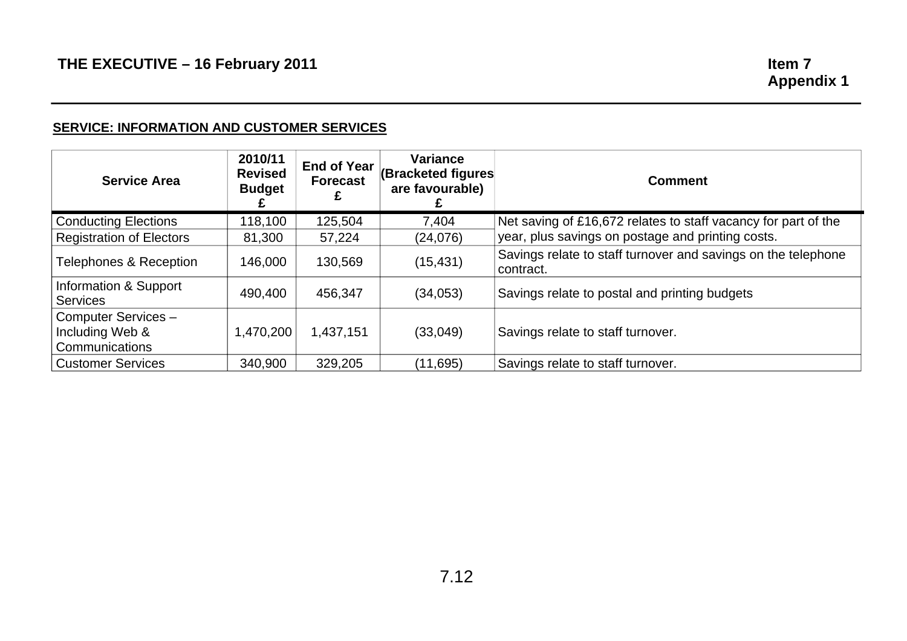**THE EXECUTIVE – 16 February 2011** **Item 7 Appendix 1**

**SERVICE: INFORMATION AND CUSTOMER SERVICES**

| Service Area | 2010/11 Revised Budget £ | End of Year Forecast £ | Variance (Bracketed figures are favourable) £ | Comment |
|---|---|---|---|---|
| Conducting Elections | 118,100 | 125,504 | 7,404 | Net saving of £16,672 relates to staff vacancy for part of the year, plus savings on postage and printing costs. |
| Registration of Electors | 81,300 | 57,224 | (24,076) | |
| Telephones & Reception | 146,000 | 130,569 | (15,431) | Savings relate to staff turnover and savings on the telephone contract. |
| Information & Support Services | 490,400 | 456,347 | (34,053) | Savings relate to postal and printing budgets |
| Computer Services – Including Web & Communications | 1,470,200 | 1,437,151 | (33,049) | Savings relate to staff turnover. |
| Customer Services | 340,900 | 329,205 | (11,695) | Savings relate to staff turnover. |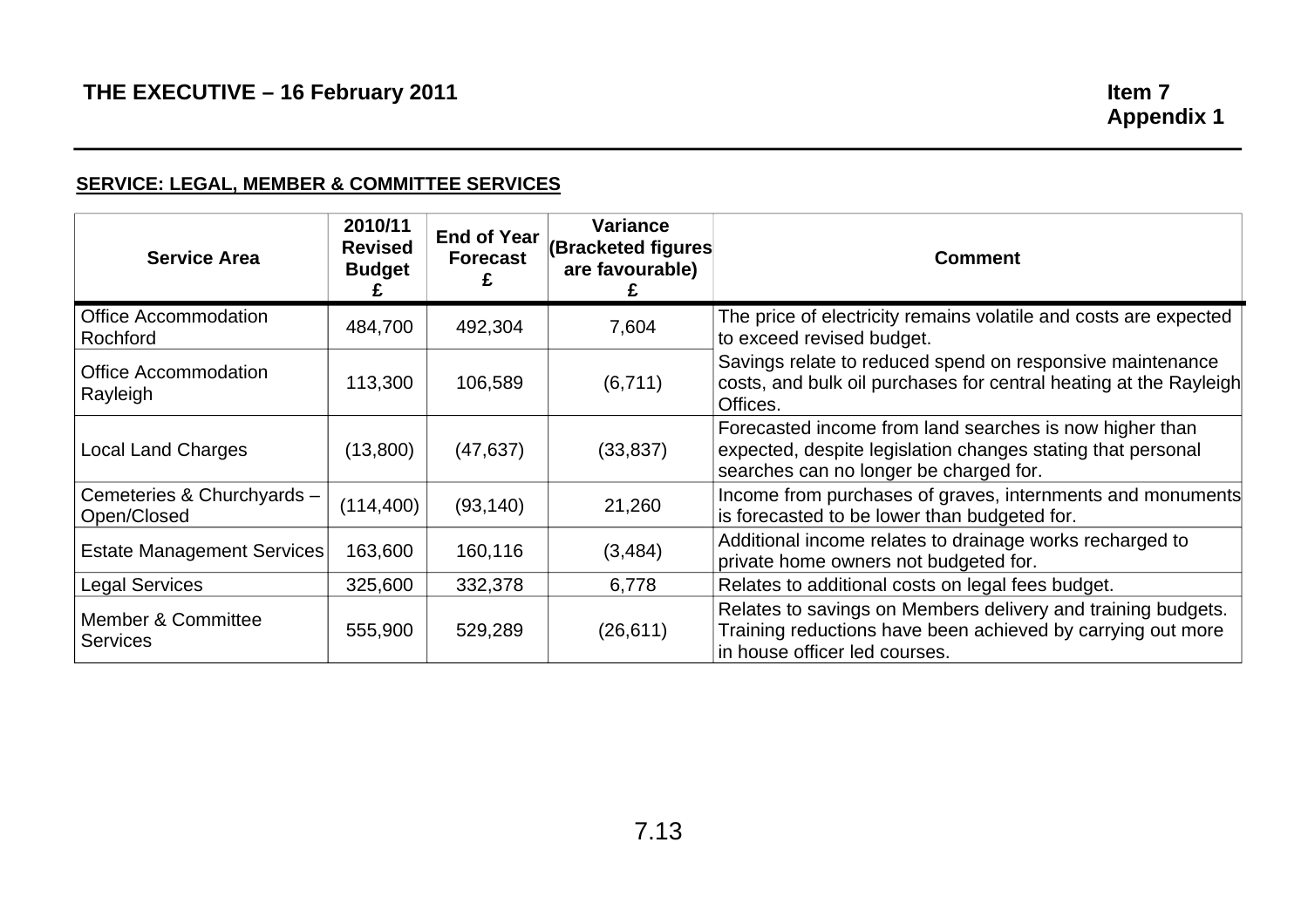THE EXECUTIVE – 16 February 2011

Item 7
**Appendix 1**

**SERVICE: LEGAL, MEMBER & COMMITTEE SERVICES**

| Service Area | 2010/11 Revised Budget £ | End of Year Forecast £ | Variance (Bracketed figures are favourable) £ | Comment |
|---|---|---|---|---|
| Office Accommodation Rochford | 484,700 | 492,304 | 7,604 | The price of electricity remains volatile and costs are expected to exceed revised budget. |
| Office Accommodation Rayleigh | 113,300 | 106,589 | (6,711) | Savings relate to reduced spend on responsive maintenance costs, and bulk oil purchases for central heating at the Rayleigh Offices. |
| Local Land Charges | (13,800) | (47,637) | (33,837) | Forecasted income from land searches is now higher than expected, despite legislation changes stating that personal searches can no longer be charged for. |
| Cemeteries & Churchyards – Open/Closed | (114,400) | (93,140) | 21,260 | Income from purchases of graves, internments and monuments is forecasted to be lower than budgeted for. |
| Estate Management Services | 163,600 | 160,116 | (3,484) | Additional income relates to drainage works recharged to private home owners not budgeted for. |
| Legal Services | 325,600 | 332,378 | 6,778 | Relates to additional costs on legal fees budget. |
| Member & Committee Services | 555,900 | 529,289 | (26,611) | Relates to savings on Members delivery and training budgets. Training reductions have been achieved by carrying out more in house officer led courses. |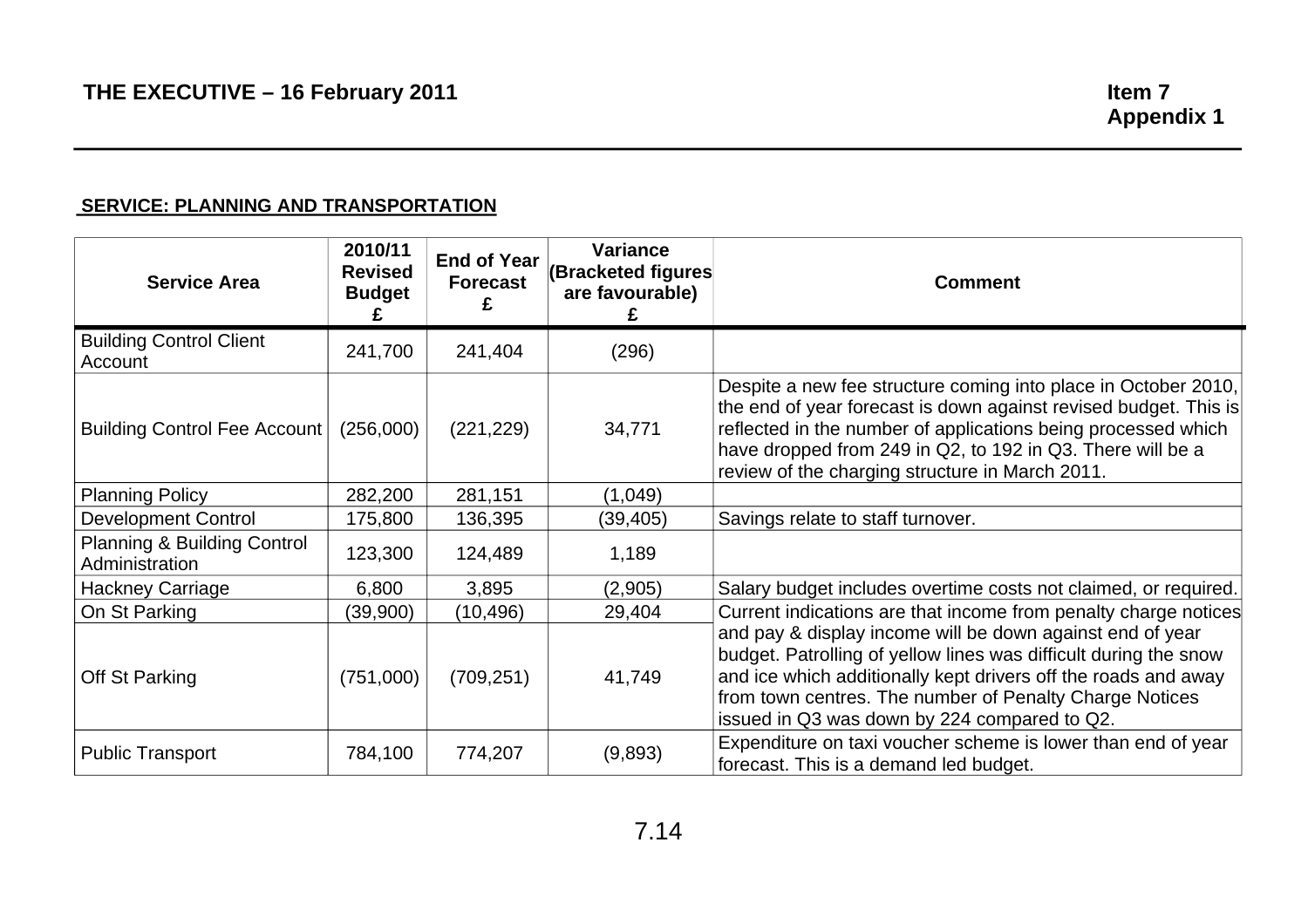**THE EXECUTIVE – 16 February 2011** **Item 7**
**Appendix 1**

**SERVICE: PLANNING AND TRANSPORTATION**

| Service Area | 2010/11 Revised Budget £ | End of Year Forecast £ | Variance (Bracketed figures are favourable) £ | Comment |
|---|---|---|---|---|
| Building Control Client Account | 241,700 | 241,404 | (296) | |
| Building Control Fee Account | (256,000) | (221,229) | 34,771 | Despite a new fee structure coming into place in October 2010, the end of year forecast is down against revised budget. This is reflected in the number of applications being processed which have dropped from 249 in Q2, to 192 in Q3. There will be a review of the charging structure in March 2011. |
| Planning Policy | 282,200 | 281,151 | (1,049) | |
| Development Control | 175,800 | 136,395 | (39,405) | Savings relate to staff turnover. |
| Planning & Building Control Administration | 123,300 | 124,489 | 1,189 | |
| Hackney Carriage | 6,800 | 3,895 | (2,905) | Salary budget includes overtime costs not claimed, or required. |
| On St Parking | (39,900) | (10,496) | 29,404 | Current indications are that income from penalty charge notices and pay & display income will be down against end of year budget. Patrolling of yellow lines was difficult during the snow and ice which additionally kept drivers off the roads and away from town centres. The number of Penalty Charge Notices issued in Q3 was down by 224 compared to Q2. |
| Off St Parking | (751,000) | (709,251) | 41,749 | |
| Public Transport | 784,100 | 774,207 | (9,893) | Expenditure on taxi voucher scheme is lower than end of year forecast. This is a demand led budget. |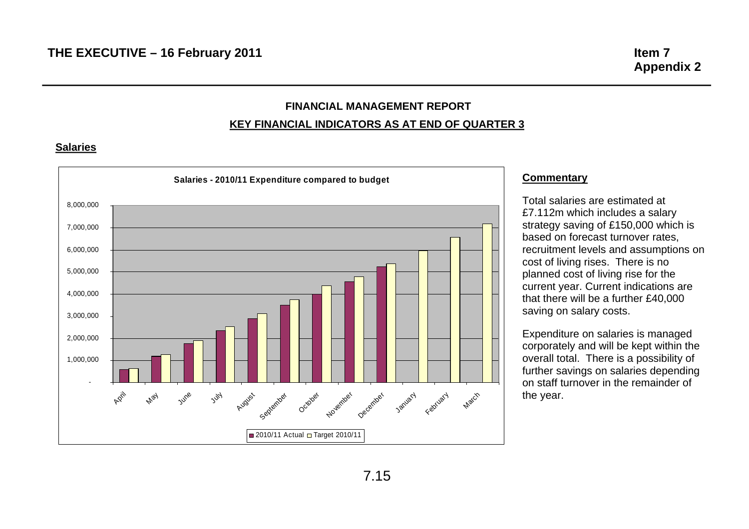**THE EXECUTIVE – 16 February 2011**

**Item 7**
**Appendix 2**

## FINANCIAL MANAGEMENT REPORT

## KEY FINANCIAL INDICATORS AS AT END OF QUARTER 3

### Salaries

**Salaries - 2010/11 Expenditure compared to budget**

8,000,000
7,000,000
6,000,000
5,000,000
4,000,000
3,000,000
2,000,000
1,000,000
-

April, May, June, July, August, September, October, November, December, January, February, March

2010/11 Actual   Target 2010/11

### Commentary

Total salaries are estimated at £7.112m which includes a salary strategy saving of £150,000 which is based on forecast turnover rates, recruitment levels and assumptions on cost of living rises. There is no planned cost of living rise for the current year. Current indications are that there will be a further £40,000 saving on salary costs.

Expenditure on salaries is managed corporately and will be kept within the overall total. There is a possibility of further savings on salaries depending on staff turnover in the remainder of the year.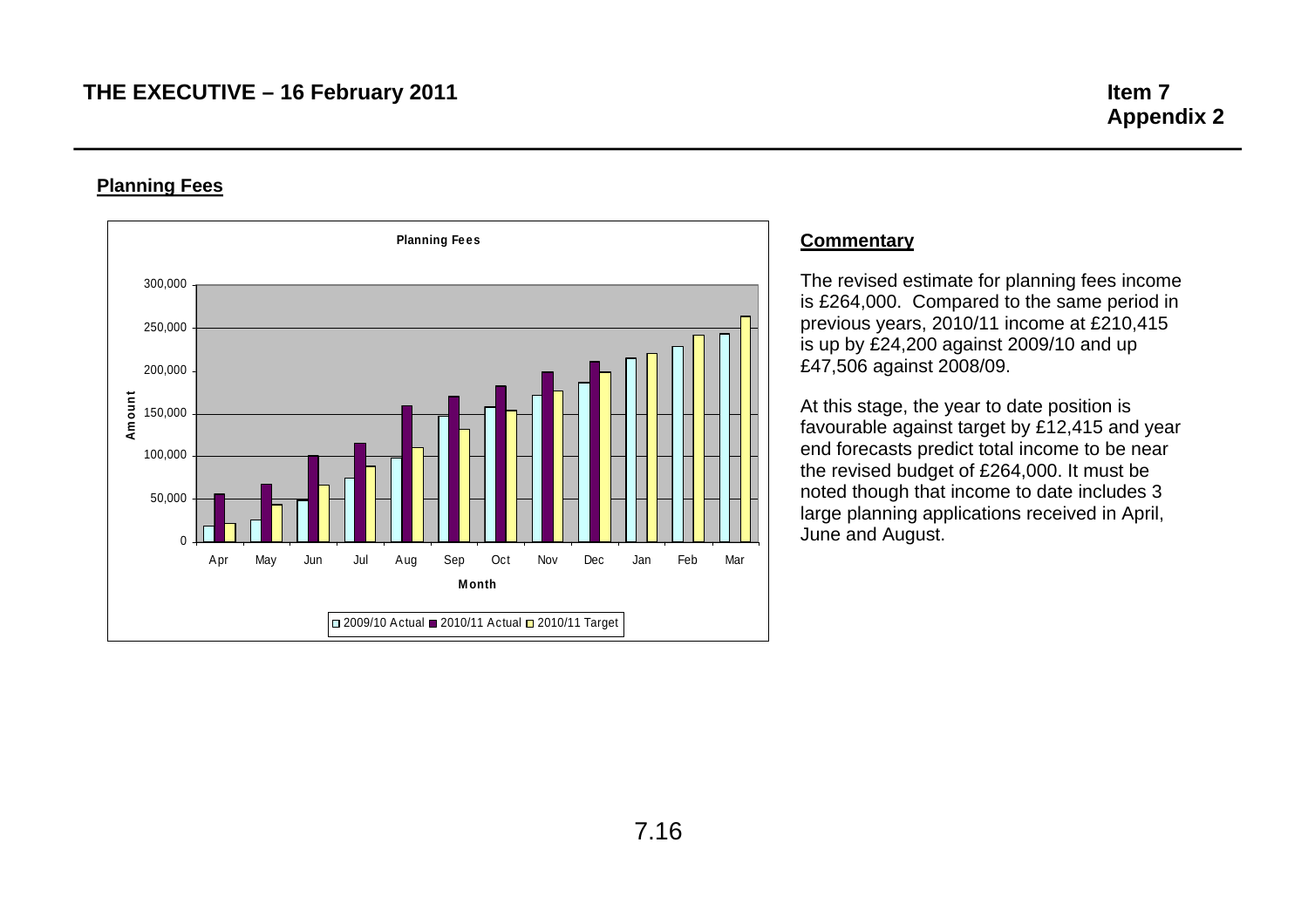THE EXECUTIVE – 16 February 2011

Item 7
Appendix 2

## Planning Fees

### Commentary

The revised estimate for planning fees income is £264,000. Compared to the same period in previous years, 2010/11 income at £210,415 is up by £24,200 against 2009/10 and up £47,506 against 2008/09.

At this stage, the year to date position is favourable against target by £12,415 and year end forecasts predict total income to be near the revised budget of £264,000. It must be noted though that income to date includes 3 large planning applications received in April, June and August.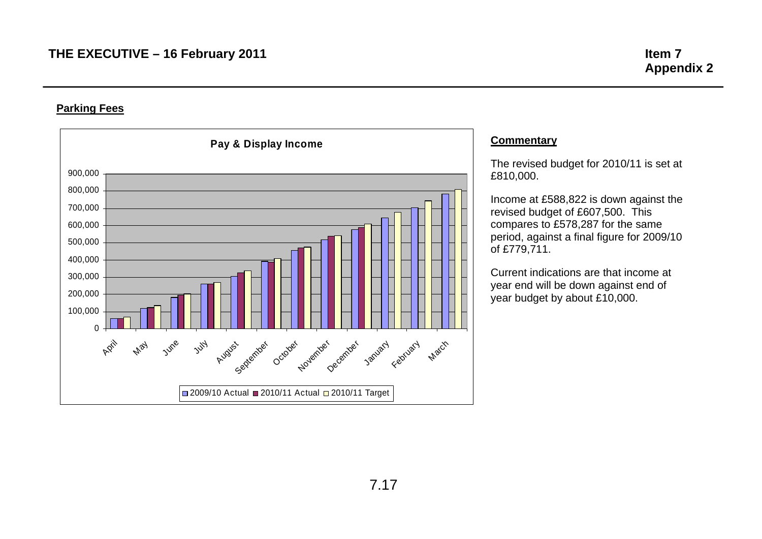## Parking Fees

**Pay & Display Income**

### Commentary

The revised budget for 2010/11 is set at £810,000.

Income at £588,822 is down against the revised budget of £607,500. This compares to £578,287 for the same period, against a final figure for 2009/10 of £779,711.

Current indications are that income at year end will be down against end of year budget by about £10,000.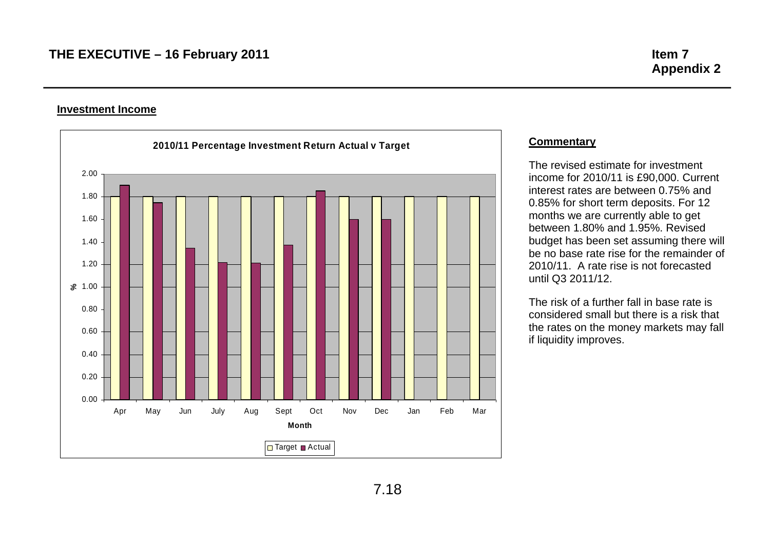THE EXECUTIVE – 16 February 2011

**Item 7**
**Appendix 2**

**Investment Income**

**2010/11 Percentage Investment Return Actual v Target**

| Month | Target (%) | Actual (%) |
|---|---|---|
| Apr | 1.80 | 1.90 |
| May | 1.80 | 1.75 |
| Jun | 1.80 | 1.34 |
| July | 1.80 | 1.21 |
| Aug | 1.80 | 1.21 |
| Sept | 1.80 | 1.37 |
| Oct | 1.80 | 1.85 |
| Nov | 1.80 | 1.60 |
| Dec | 1.80 | 1.60 |
| Jan | 1.80 | |
| Feb | 1.80 | |
| Mar | 1.80 | |

**Commentary**

The revised estimate for investment income for 2010/11 is £90,000. Current interest rates are between 0.75% and 0.85% for short term deposits. For 12 months we are currently able to get between 1.80% and 1.95%. Revised budget has been set assuming there will be no base rate rise for the remainder of 2010/11. A rate rise is not forecasted until Q3 2011/12.

The risk of a further fall in base rate is considered small but there is a risk that the rates on the money markets may fall if liquidity improves.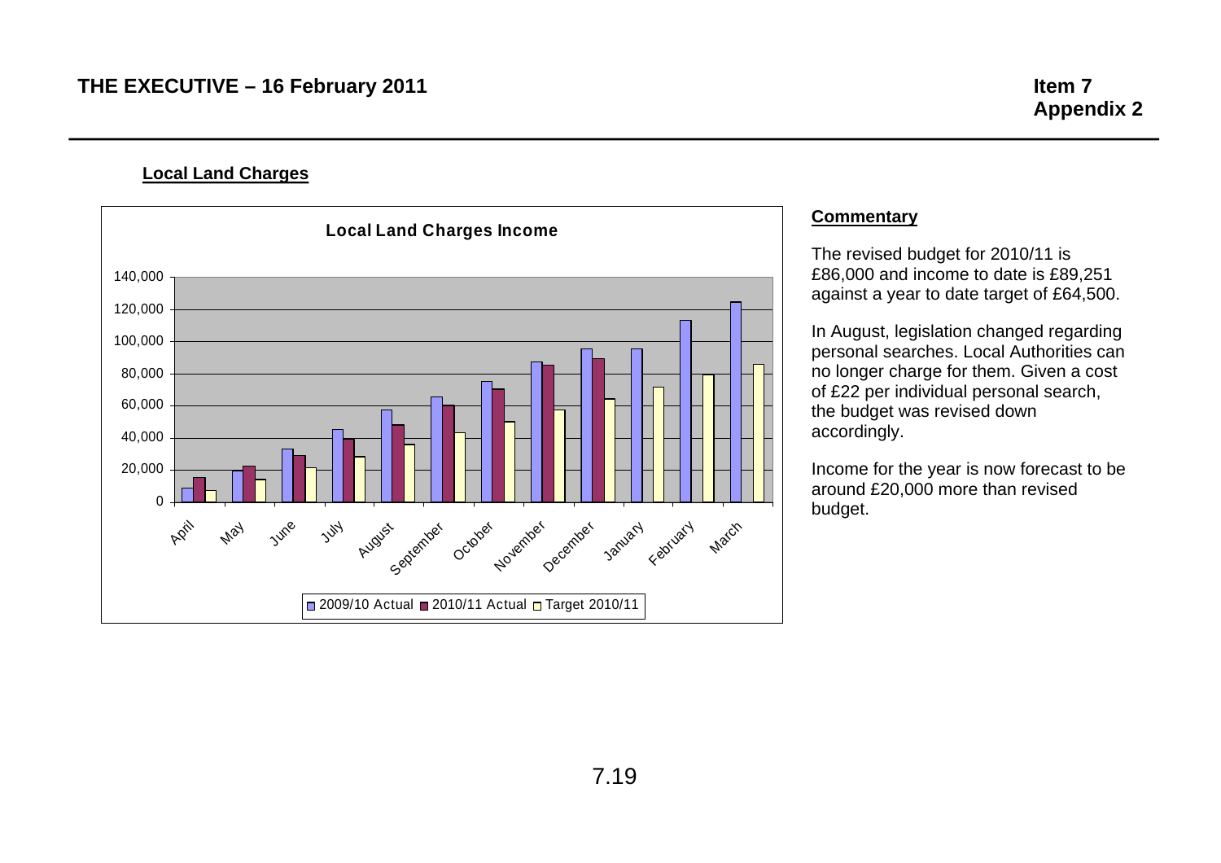THE EXECUTIVE – 16 February 2011

**Item 7**
**Appendix 2**

**Local Land Charges**

**Local Land Charges Income**

**Commentary**

The revised budget for 2010/11 is £86,000 and income to date is £89,251 against a year to date target of £64,500.

In August, legislation changed regarding personal searches. Local Authorities can no longer charge for them. Given a cost of £22 per individual personal search, the budget was revised down accordingly.

Income for the year is now forecast to be around £20,000 more than revised budget.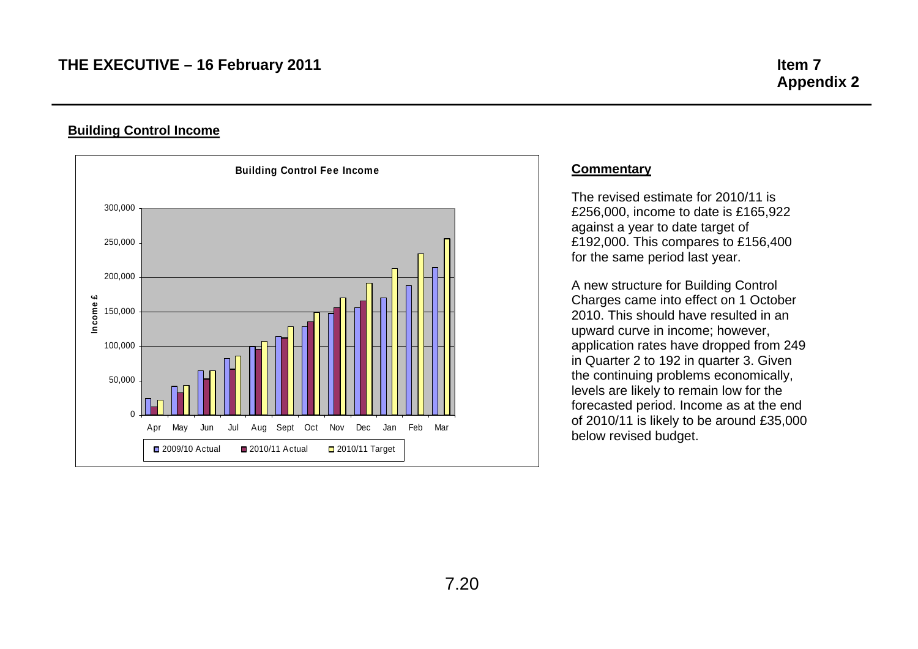THE EXECUTIVE – 16 February 2011

Item 7
Appendix 2

## Building Control Income

Building Control Fee Income

300,000
250,000
200,000
150,000
100,000
50,000
0

Income £

Apr May Jun Jul Aug Sept Oct Nov Dec Jan Feb Mar

2009/10 Actual
2010/11 Actual
2010/11 Target

### Commentary

The revised estimate for 2010/11 is £256,000, income to date is £165,922 against a year to date target of £192,000. This compares to £156,400 for the same period last year.

A new structure for Building Control Charges came into effect on 1 October 2010. This should have resulted in an upward curve in income; however, application rates have dropped from 249 in Quarter 2 to 192 in quarter 3. Given the continuing problems economically, levels are likely to remain low for the forecasted period. Income as at the end of 2010/11 is likely to be around £35,000 below revised budget.